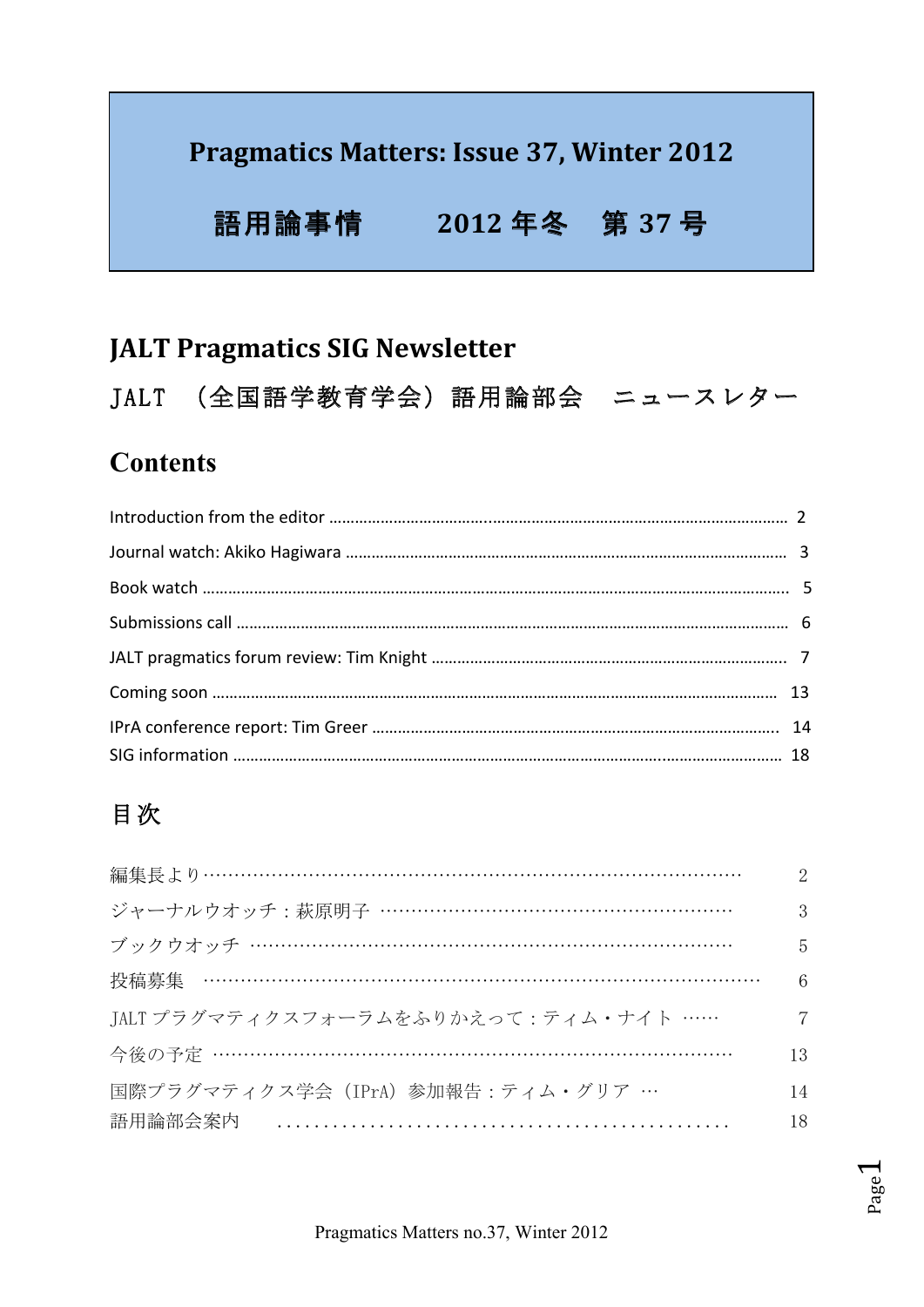# Pragmatics Matters: Issue 37, Winter 2012

# 語用論事情　　2012 年冬　第 37 号

## JALT Pragmatics SIG Newsletter

JALT （全国語学教育学会）語用論部会　ニュースレター

## Contents

| | |
|---|---|
| Introduction from the editor | 2 |
| Journal watch: Akiko Hagiwara | 3 |
| Book watch | 5 |
| Submissions call | 6 |
| JALT pragmatics forum review: Tim Knight | 7 |
| Coming soon | 13 |
| IPrA conference report: Tim Greer | 14 |
| SIG information | 18 |

## 目次

| | |
|---|---|
| 編集長より | 2 |
| ジャーナルウオッチ：萩原明子 | 3 |
| ブックウオッチ | 5 |
| 投稿募集 | 6 |
| JALT プラグマティクスフォーラムをふりかえって：ティム・ナイト | 7 |
| 今後の予定 | 13 |
| 国際プラグマティクス学会（IPrA）参加報告：ティム・グリア | 14 |
| 語用論部会案内 | 18 |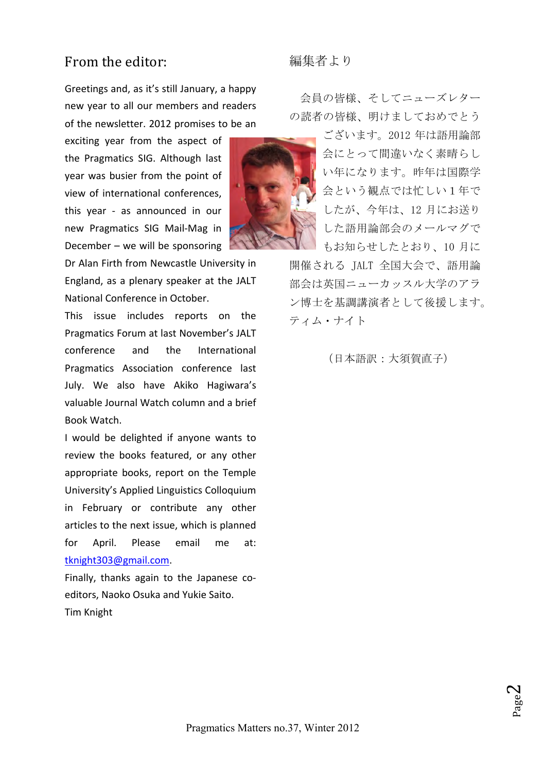## From the editor:

Greetings and, as it's still January, a happy new year to all our members and readers of the newsletter. 2012 promises to be an exciting year from the aspect of the Pragmatics SIG. Although last year was busier from the point of view of international conferences, this year - as announced in our new Pragmatics SIG Mail-Mag in December – we will be sponsoring Dr Alan Firth from Newcastle University in England, as a plenary speaker at the JALT National Conference in October.

This issue includes reports on the Pragmatics Forum at last November's JALT conference and the International Pragmatics Association conference last July. We also have Akiko Hagiwara's valuable Journal Watch column and a brief Book Watch.

I would be delighted if anyone wants to review the books featured, or any other appropriate books, report on the Temple University's Applied Linguistics Colloquium in February or contribute any other articles to the next issue, which is planned for April. Please email me at: tknight303@gmail.com.

Finally, thanks again to the Japanese co-editors, Naoko Osuka and Yukie Saito.

Tim Knight

## 編集者より

会員の皆様、そしてニューズレターの読者の皆様、明けましておめでとうございます。2012 年は語用論部会にとって間違いなく素晴らしい年になります。昨年は国際学会という観点では忙しい 1 年でしたが、今年は、12 月にお送りした語用論部会のメールマグでもお知らせしたとおり、10 月に開催される JALT 全国大会で、語用論部会は英国ニューカッスル大学のアラン博士を基調講演者として後援します。

ティム・ナイト

（日本語訳：大須賀直子）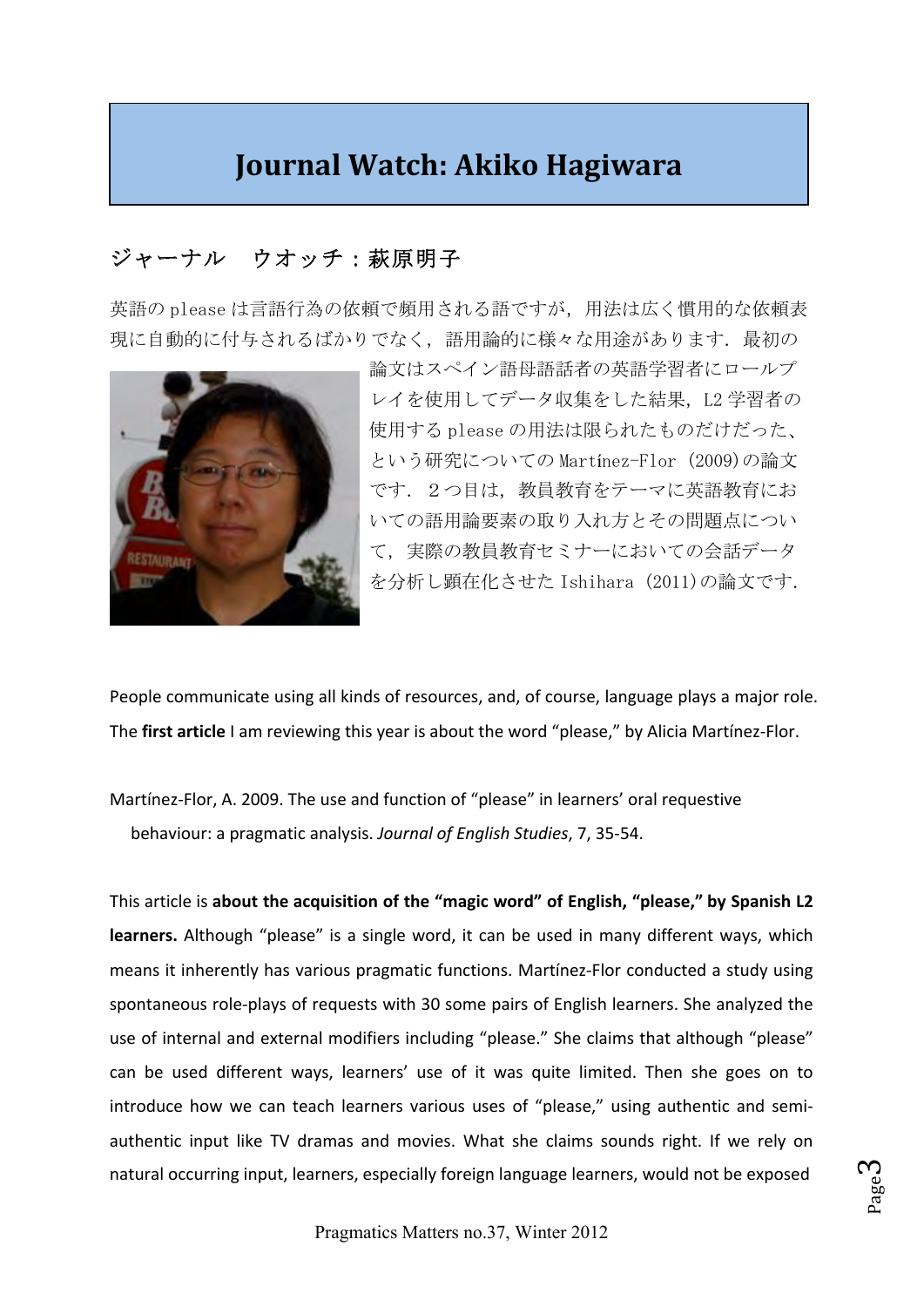# Journal Watch: Akiko Hagiwara

## ジャーナル　ウオッチ：萩原明子

英語の please は言語行為の依頼で頻用される語ですが，用法は広く慣用的な依頼表現に自動的に付与されるばかりでなく，語用論的に様々な用途があります．最初の論文はスペイン語母語話者の英語学習者にロールプレイを使用してデータ収集をした結果，L2 学習者の使用する please の用法は限られたものだけだった、という研究についての Martínez-Flor (2009)の論文です．２つ目は，教員教育をテーマに英語教育においての語用論要素の取り入れ方とその問題点について，実際の教員教育セミナーにおいての会話データを分析し顕在化させた Ishihara (2011)の論文です．

People communicate using all kinds of resources, and, of course, language plays a major role. The **first article** I am reviewing this year is about the word "please," by Alicia Martínez-Flor.

Martínez-Flor, A. 2009. The use and function of "please" in learners' oral requestive behaviour: a pragmatic analysis. *Journal of English Studies*, 7, 35-54.

This article is **about the acquisition of the "magic word" of English, "please," by Spanish L2 learners.** Although "please" is a single word, it can be used in many different ways, which means it inherently has various pragmatic functions. Martínez-Flor conducted a study using spontaneous role-plays of requests with 30 some pairs of English learners. She analyzed the use of internal and external modifiers including "please." She claims that although "please" can be used different ways, learners' use of it was quite limited. Then she goes on to introduce how we can teach learners various uses of "please," using authentic and semi-authentic input like TV dramas and movies. What she claims sounds right. If we rely on natural occurring input, learners, especially foreign language learners, would not be exposed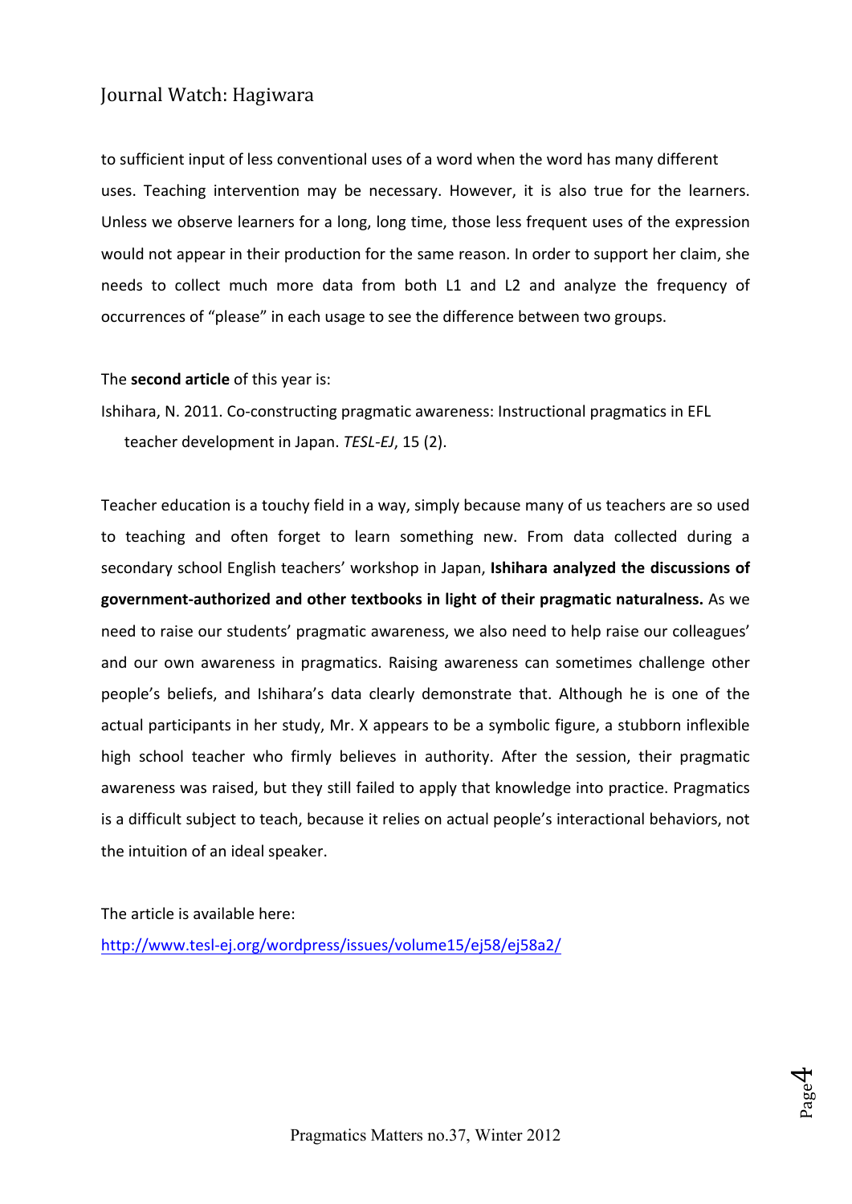to sufficient input of less conventional uses of a word when the word has many different uses. Teaching intervention may be necessary. However, it is also true for the learners. Unless we observe learners for a long, long time, those less frequent uses of the expression would not appear in their production for the same reason. In order to support her claim, she needs to collect much more data from both L1 and L2 and analyze the frequency of occurrences of "please" in each usage to see the difference between two groups.

The **second article** of this year is:

Ishihara, N. 2011. Co-constructing pragmatic awareness: Instructional pragmatics in EFL teacher development in Japan. *TESL-EJ*, 15 (2).

Teacher education is a touchy field in a way, simply because many of us teachers are so used to teaching and often forget to learn something new. From data collected during a secondary school English teachers' workshop in Japan, **Ishihara analyzed the discussions of government-authorized and other textbooks in light of their pragmatic naturalness.** As we need to raise our students' pragmatic awareness, we also need to help raise our colleagues' and our own awareness in pragmatics. Raising awareness can sometimes challenge other people's beliefs, and Ishihara's data clearly demonstrate that. Although he is one of the actual participants in her study, Mr. X appears to be a symbolic figure, a stubborn inflexible high school teacher who firmly believes in authority. After the session, their pragmatic awareness was raised, but they still failed to apply that knowledge into practice. Pragmatics is a difficult subject to teach, because it relies on actual people's interactional behaviors, not the intuition of an ideal speaker.

The article is available here:

http://www.tesl-ej.org/wordpress/issues/volume15/ej58/ej58a2/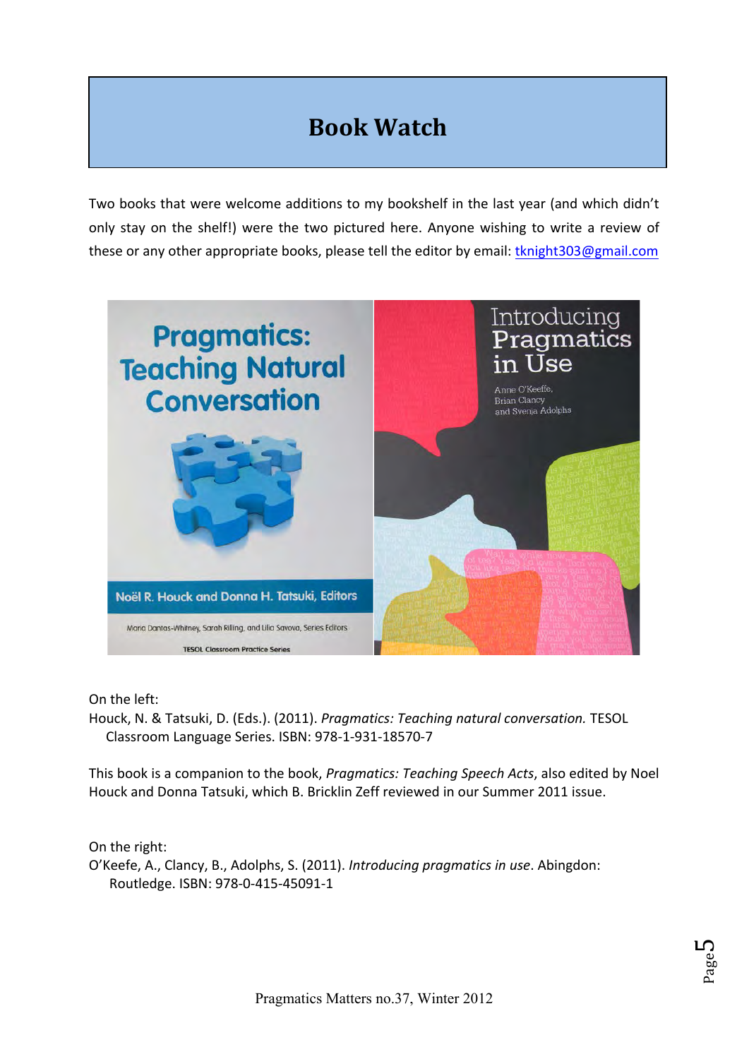# Book Watch

Two books that were welcome additions to my bookshelf in the last year (and which didn't only stay on the shelf!) were the two pictured here. Anyone wishing to write a review of these or any other appropriate books, please tell the editor by email: tknight303@gmail.com

On the left:
Houck, N. & Tatsuki, D. (Eds.). (2011). *Pragmatics: Teaching natural conversation.* TESOL Classroom Language Series. ISBN: 978-1-931-18570-7

This book is a companion to the book, *Pragmatics: Teaching Speech Acts*, also edited by Noel Houck and Donna Tatsuki, which B. Bricklin Zeff reviewed in our Summer 2011 issue.

On the right:
O'Keefe, A., Clancy, B., Adolphs, S. (2011). *Introducing pragmatics in use*. Abingdon: Routledge. ISBN: 978-0-415-45091-1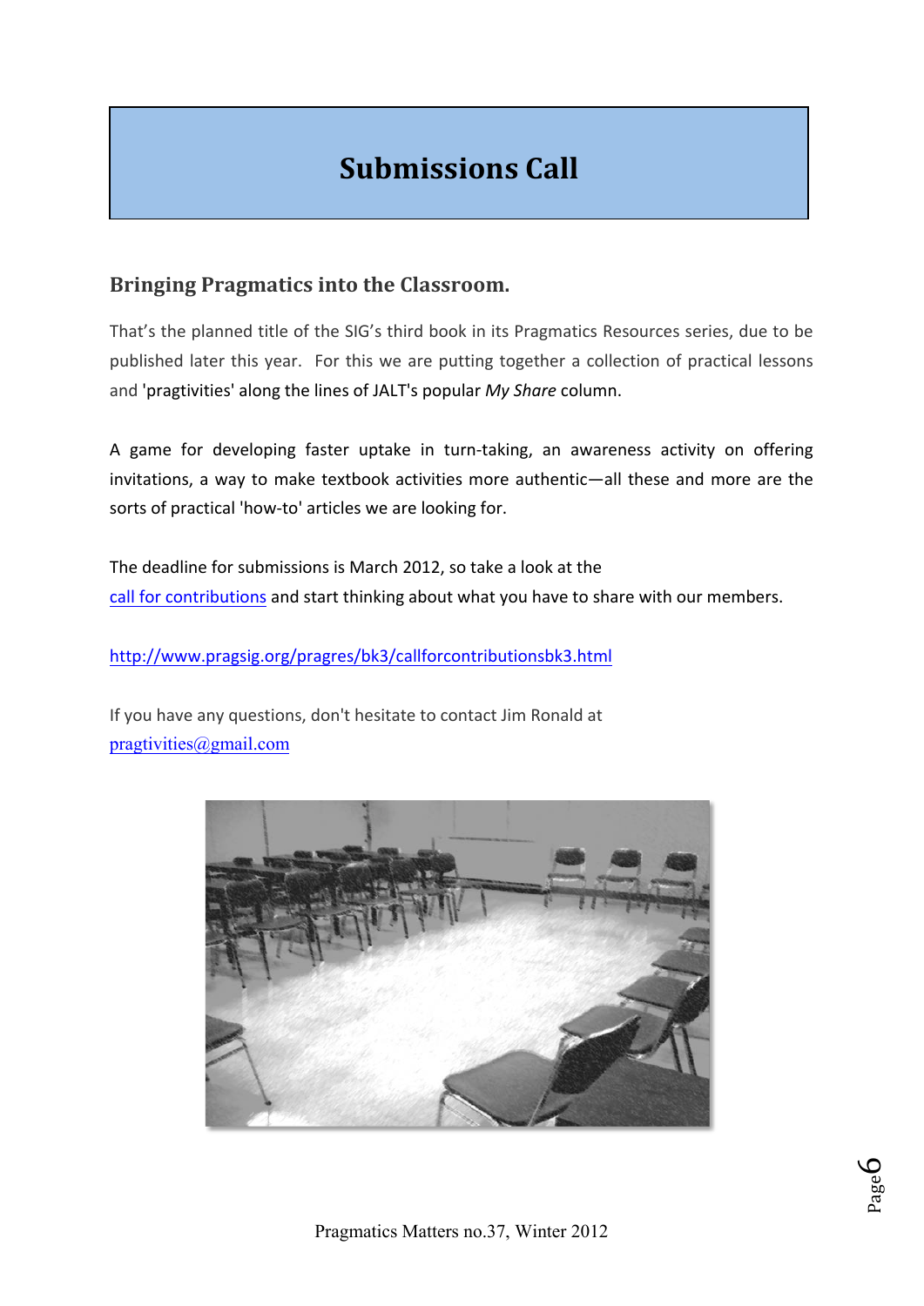# Submissions Call

## Bringing Pragmatics into the Classroom.

That's the planned title of the SIG's third book in its Pragmatics Resources series, due to be published later this year. For this we are putting together a collection of practical lessons and 'pragtivities' along the lines of JALT's popular *My Share* column.

A game for developing faster uptake in turn-taking, an awareness activity on offering invitations, a way to make textbook activities more authentic—all these and more are the sorts of practical 'how-to' articles we are looking for.

The deadline for submissions is March 2012, so take a look at the call for contributions and start thinking about what you have to share with our members.

http://www.pragsig.org/pragres/bk3/callforcontributionsbk3.html

If you have any questions, don't hesitate to contact Jim Ronald at pragtivities@gmail.com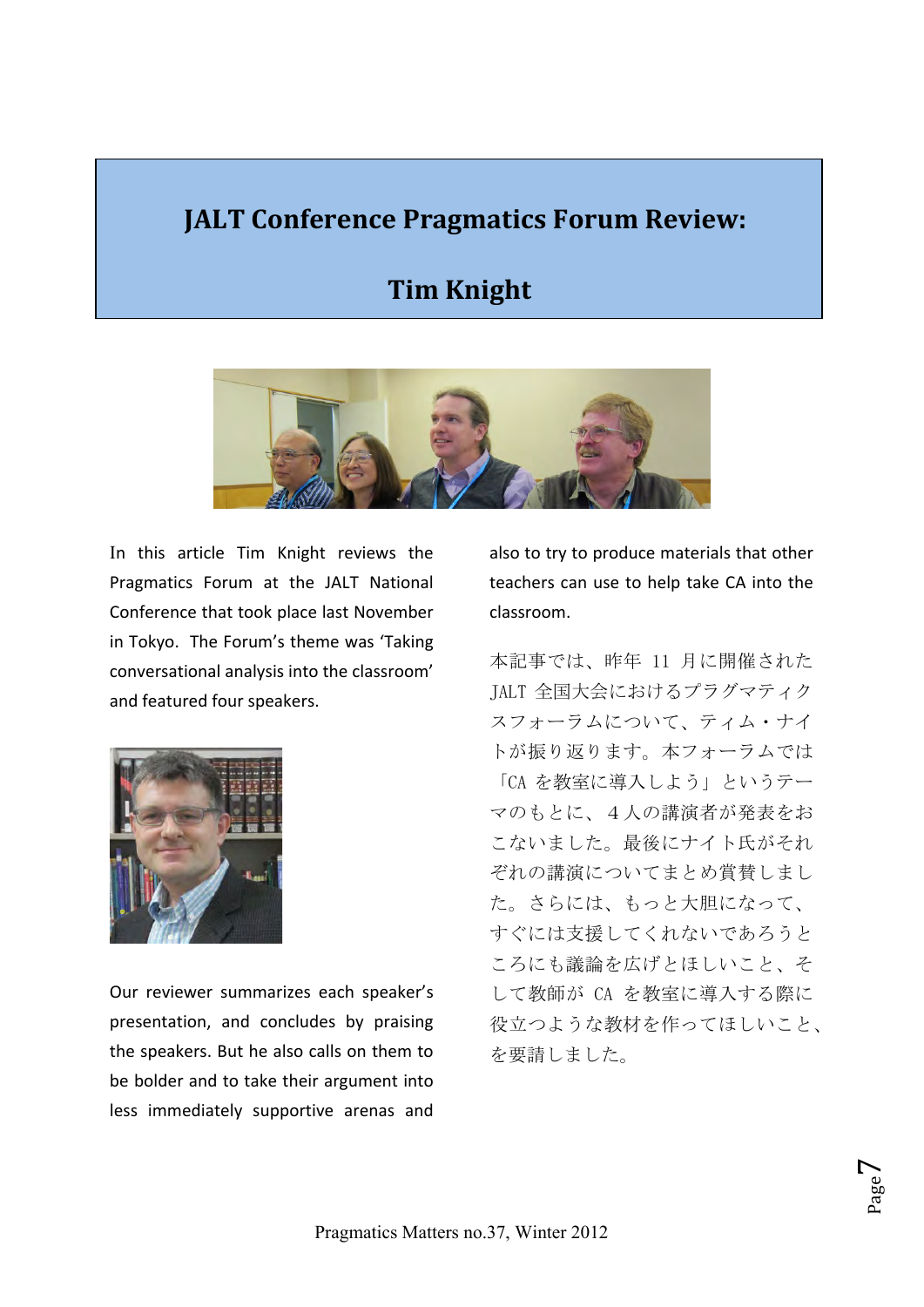# JALT Conference Pragmatics Forum Review:

# Tim Knight

In this article Tim Knight reviews the Pragmatics Forum at the JALT National Conference that took place last November in Tokyo. The Forum's theme was 'Taking conversational analysis into the classroom' and featured four speakers.

Our reviewer summarizes each speaker's presentation, and concludes by praising the speakers. But he also calls on them to be bolder and to take their argument into less immediately supportive arenas and also to try to produce materials that other teachers can use to help take CA into the classroom.

本記事では、昨年 11 月に開催された JALT 全国大会におけるプラグマティクスフォーラムについて、ティム・ナイトが振り返ります。本フォーラムでは「CA を教室に導入しよう」というテーマのもとに、４人の講演者が発表をおこないました。最後にナイト氏がそれぞれの講演についてまとめ賞賛しました。さらには、もっと大胆になって、すぐには支援してくれないであろうところにも議論を広げとほしいこと、そして教師が CA を教室に導入する際に役立つような教材を作ってほしいこと、を要請しました。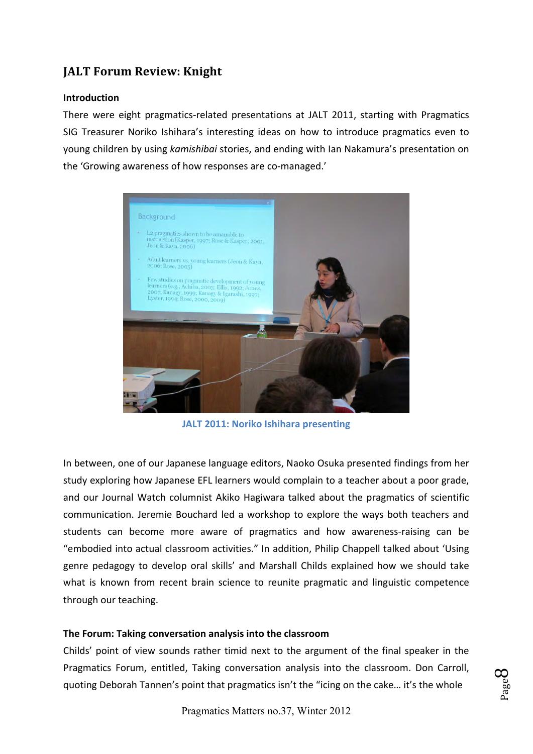# JALT Forum Review: Knight

## Introduction

There were eight pragmatics-related presentations at JALT 2011, starting with Pragmatics SIG Treasurer Noriko Ishihara's interesting ideas on how to introduce pragmatics even to young children by using *kamishibai* stories, and ending with Ian Nakamura's presentation on the 'Growing awareness of how responses are co-managed.'

JALT 2011: Noriko Ishihara presenting

In between, one of our Japanese language editors, Naoko Osuka presented findings from her study exploring how Japanese EFL learners would complain to a teacher about a poor grade, and our Journal Watch columnist Akiko Hagiwara talked about the pragmatics of scientific communication. Jeremie Bouchard led a workshop to explore the ways both teachers and students can become more aware of pragmatics and how awareness-raising can be "embodied into actual classroom activities." In addition, Philip Chappell talked about 'Using genre pedagogy to develop oral skills' and Marshall Childs explained how we should take what is known from recent brain science to reunite pragmatic and linguistic competence through our teaching.

## The Forum: Taking conversation analysis into the classroom

Childs' point of view sounds rather timid next to the argument of the final speaker in the Pragmatics Forum, entitled, Taking conversation analysis into the classroom. Don Carroll, quoting Deborah Tannen's point that pragmatics isn't the "icing on the cake… it's the whole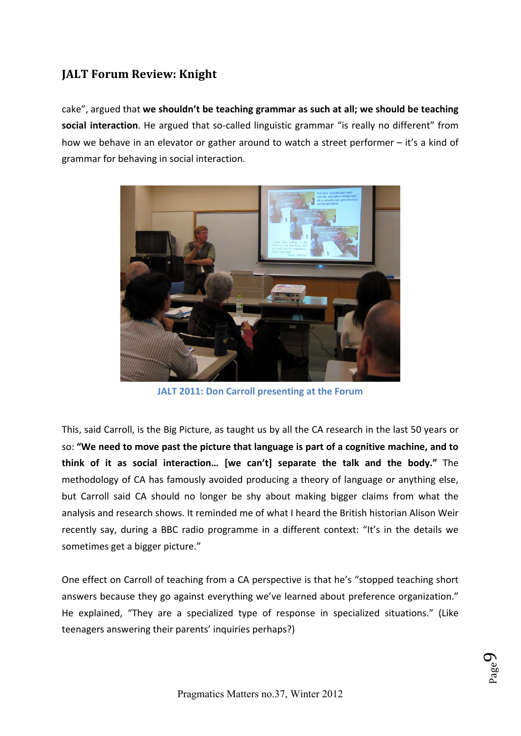cake", argued that **we shouldn't be teaching grammar as such at all; we should be teaching social interaction**. He argued that so-called linguistic grammar "is really no different" from how we behave in an elevator or gather around to watch a street performer – it's a kind of grammar for behaving in social interaction.

JALT 2011: Don Carroll presenting at the Forum

This, said Carroll, is the Big Picture, as taught us by all the CA research in the last 50 years or so: **"We need to move past the picture that language is part of a cognitive machine, and to think of it as social interaction… [we can't] separate the talk and the body."** The methodology of CA has famously avoided producing a theory of language or anything else, but Carroll said CA should no longer be shy about making bigger claims from what the analysis and research shows. It reminded me of what I heard the British historian Alison Weir recently say, during a BBC radio programme in a different context: "It's in the details we sometimes get a bigger picture."

One effect on Carroll of teaching from a CA perspective is that he's "stopped teaching short answers because they go against everything we've learned about preference organization." He explained, "They are a specialized type of response in specialized situations." (Like teenagers answering their parents' inquiries perhaps?)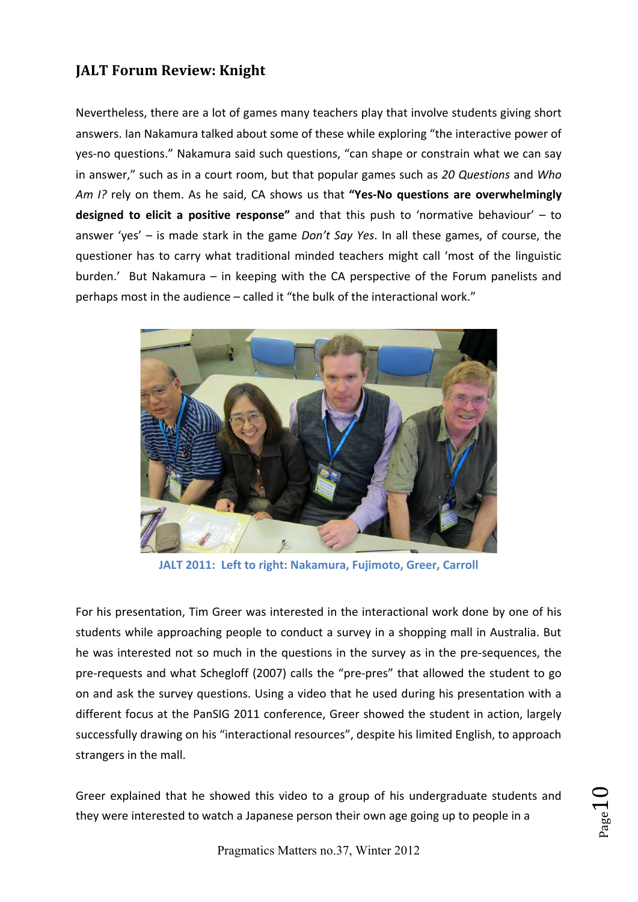## JALT Forum Review: Knight

Nevertheless, there are a lot of games many teachers play that involve students giving short answers. Ian Nakamura talked about some of these while exploring "the interactive power of yes-no questions." Nakamura said such questions, "can shape or constrain what we can say in answer," such as in a court room, but that popular games such as *20 Questions* and *Who Am I?* rely on them. As he said, CA shows us that **"Yes-No questions are overwhelmingly designed to elicit a positive response"** and that this push to 'normative behaviour' – to answer 'yes' – is made stark in the game *Don't Say Yes*. In all these games, of course, the questioner has to carry what traditional minded teachers might call 'most of the linguistic burden.' But Nakamura – in keeping with the CA perspective of the Forum panelists and perhaps most in the audience – called it "the bulk of the interactional work."

JALT 2011: Left to right: Nakamura, Fujimoto, Greer, Carroll

For his presentation, Tim Greer was interested in the interactional work done by one of his students while approaching people to conduct a survey in a shopping mall in Australia. But he was interested not so much in the questions in the survey as in the pre-sequences, the pre-requests and what Schegloff (2007) calls the "pre-pres" that allowed the student to go on and ask the survey questions. Using a video that he used during his presentation with a different focus at the PanSIG 2011 conference, Greer showed the student in action, largely successfully drawing on his "interactional resources", despite his limited English, to approach strangers in the mall.

Greer explained that he showed this video to a group of his undergraduate students and they were interested to watch a Japanese person their own age going up to people in a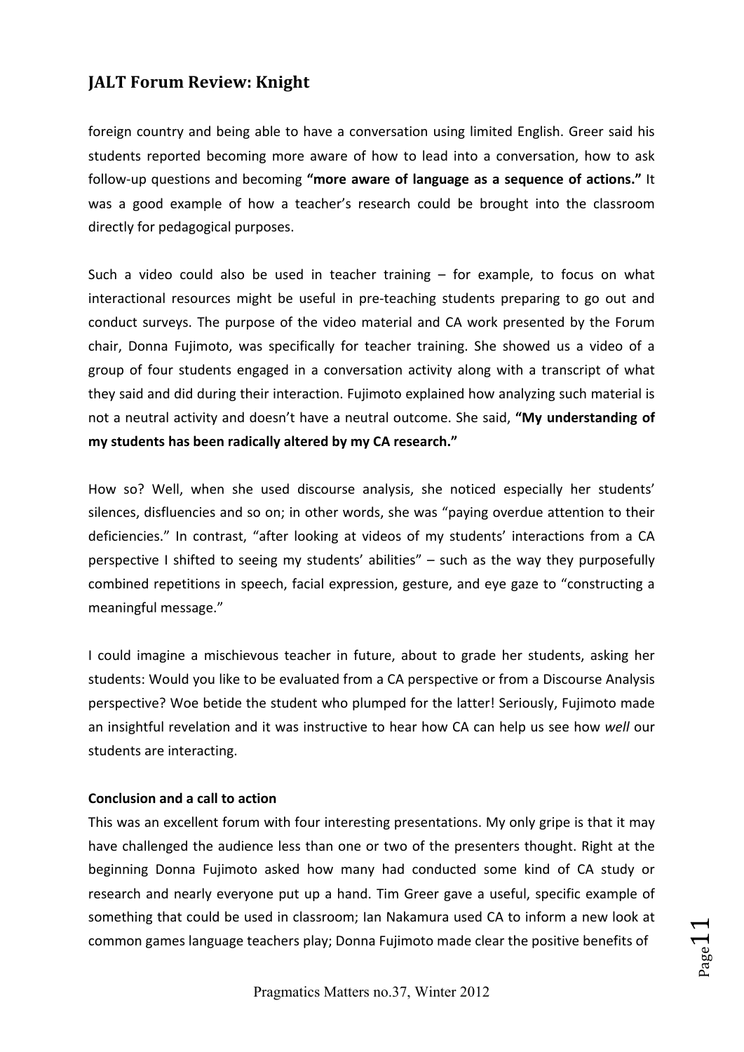foreign country and being able to have a conversation using limited English. Greer said his students reported becoming more aware of how to lead into a conversation, how to ask follow-up questions and becoming **"more aware of language as a sequence of actions."** It was a good example of how a teacher's research could be brought into the classroom directly for pedagogical purposes.

Such a video could also be used in teacher training – for example, to focus on what interactional resources might be useful in pre-teaching students preparing to go out and conduct surveys. The purpose of the video material and CA work presented by the Forum chair, Donna Fujimoto, was specifically for teacher training. She showed us a video of a group of four students engaged in a conversation activity along with a transcript of what they said and did during their interaction. Fujimoto explained how analyzing such material is not a neutral activity and doesn't have a neutral outcome. She said, **"My understanding of my students has been radically altered by my CA research."**

How so? Well, when she used discourse analysis, she noticed especially her students' silences, disfluencies and so on; in other words, she was "paying overdue attention to their deficiencies." In contrast, "after looking at videos of my students' interactions from a CA perspective I shifted to seeing my students' abilities" – such as the way they purposefully combined repetitions in speech, facial expression, gesture, and eye gaze to "constructing a meaningful message."

I could imagine a mischievous teacher in future, about to grade her students, asking her students: Would you like to be evaluated from a CA perspective or from a Discourse Analysis perspective? Woe betide the student who plumped for the latter! Seriously, Fujimoto made an insightful revelation and it was instructive to hear how CA can help us see how *well* our students are interacting.

**Conclusion and a call to action**

This was an excellent forum with four interesting presentations. My only gripe is that it may have challenged the audience less than one or two of the presenters thought. Right at the beginning Donna Fujimoto asked how many had conducted some kind of CA study or research and nearly everyone put up a hand. Tim Greer gave a useful, specific example of something that could be used in classroom; Ian Nakamura used CA to inform a new look at common games language teachers play; Donna Fujimoto made clear the positive benefits of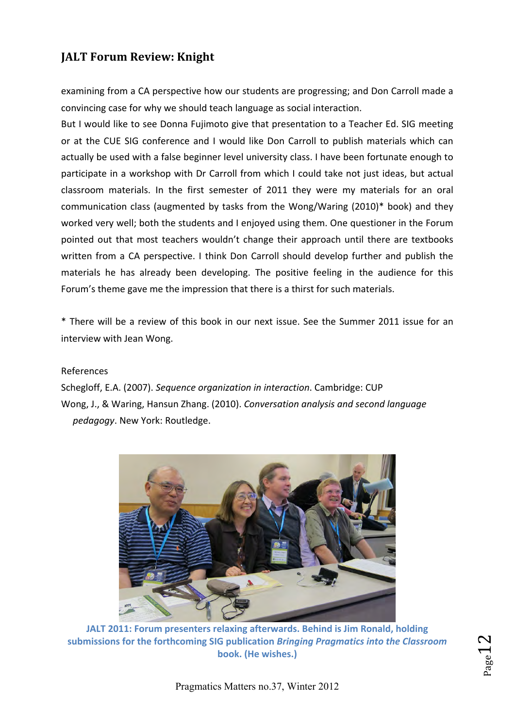examining from a CA perspective how our students are progressing; and Don Carroll made a convincing case for why we should teach language as social interaction.

But I would like to see Donna Fujimoto give that presentation to a Teacher Ed. SIG meeting or at the CUE SIG conference and I would like Don Carroll to publish materials which can actually be used with a false beginner level university class. I have been fortunate enough to participate in a workshop with Dr Carroll from which I could take not just ideas, but actual classroom materials. In the first semester of 2011 they were my materials for an oral communication class (augmented by tasks from the Wong/Waring (2010)* book) and they worked very well; both the students and I enjoyed using them. One questioner in the Forum pointed out that most teachers wouldn't change their approach until there are textbooks written from a CA perspective. I think Don Carroll should develop further and publish the materials he has already been developing. The positive feeling in the audience for this Forum's theme gave me the impression that there is a thirst for such materials.

* There will be a review of this book in our next issue. See the Summer 2011 issue for an interview with Jean Wong.

References

Schegloff, E.A. (2007). *Sequence organization in interaction*. Cambridge: CUP

Wong, J., & Waring, Hansun Zhang. (2010). *Conversation analysis and second language pedagogy*. New York: Routledge.

**JALT 2011: Forum presenters relaxing afterwards. Behind is Jim Ronald, holding submissions for the forthcoming SIG publication *Bringing Pragmatics into the Classroom* book. (He wishes.)**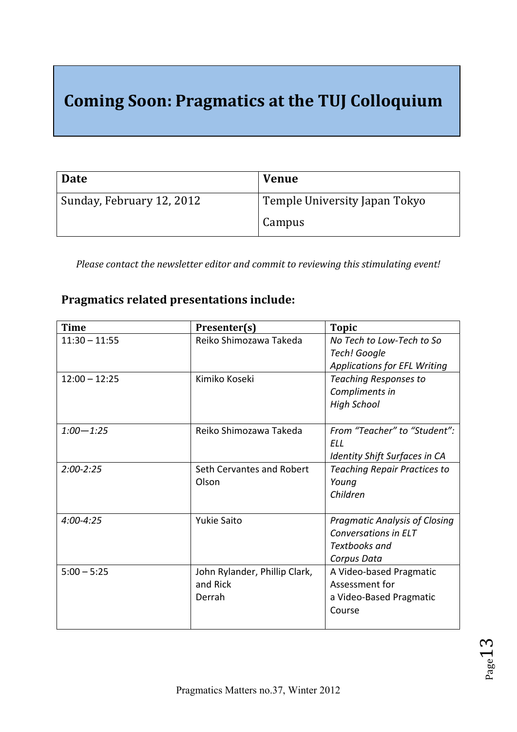# Coming Soon: Pragmatics at the TUJ Colloquium

| Date | Venue |
|---|---|
| Sunday, February 12, 2012 | Temple University Japan Tokyo Campus |

*Please contact the newsletter editor and commit to reviewing this stimulating event!*

## Pragmatics related presentations include:

| Time | Presenter(s) | Topic |
|---|---|---|
| 11:30 – 11:55 | Reiko Shimozawa Takeda | *No Tech to Low-Tech to So Tech! Google Applications for EFL Writing* |
| 12:00 – 12:25 | Kimiko Koseki | *Teaching Responses to Compliments in High School* |
| *1:00—1:25* | Reiko Shimozawa Takeda | *From "Teacher" to "Student": ELL Identity Shift Surfaces in CA* |
| *2:00-2:25* | Seth Cervantes and Robert Olson | *Teaching Repair Practices to Young Children* |
| *4:00-4:25* | Yukie Saito | *Pragmatic Analysis of Closing Conversations in ELT Textbooks and Corpus Data* |
| 5:00 – 5:25 | John Rylander, Phillip Clark, and Rick Derrah | A Video-based Pragmatic Assessment for a Video-Based Pragmatic Course |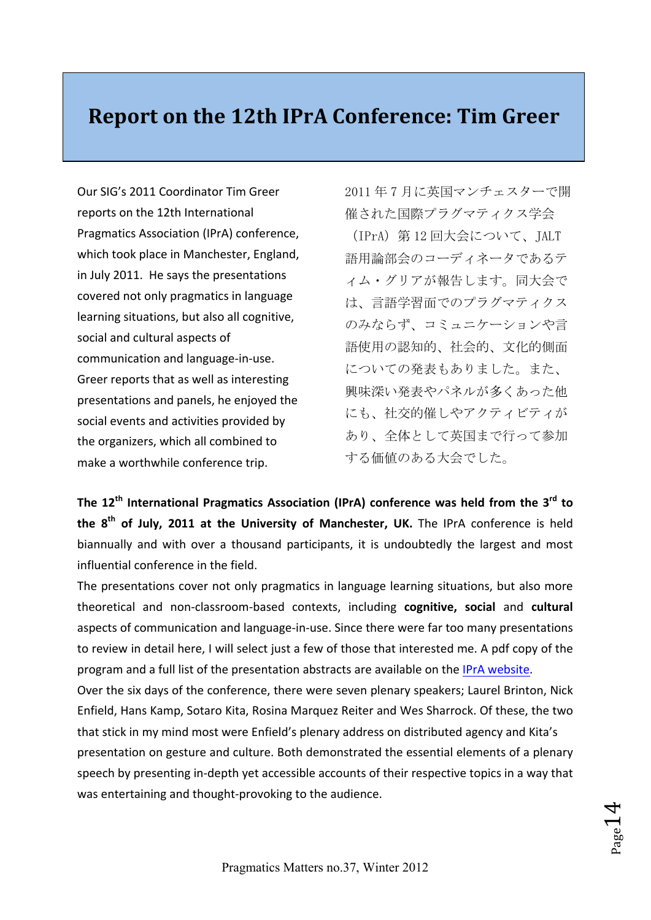# Report on the 12th IPrA Conference: Tim Greer

Our SIG's 2011 Coordinator Tim Greer reports on the 12th International Pragmatics Association (IPrA) conference, which took place in Manchester, England, in July 2011. He says the presentations covered not only pragmatics in language learning situations, but also all cognitive, social and cultural aspects of communication and language-in-use. Greer reports that as well as interesting presentations and panels, he enjoyed the social events and activities provided by the organizers, which all combined to make a worthwhile conference trip.

2011 年 7 月に英国マンチェスターで開催された国際プラグマティクス学会（IPrA）第 12 回大会について、JALT 語用論部会のコーディネータであるティム・グリアが報告します。同大会では、言語学習面でのプラグマティクスのみならず、コミュニケーションや言語使用の認知的、社会的、文化的側面についての発表もありました。また、興味深い発表やパネルが多くあった他にも、社交的催しやアクティビティがあり、全体として英国まで行って参加する価値のある大会でした。

**The 12th International Pragmatics Association (IPrA) conference was held from the 3rd to the 8th of July, 2011 at the University of Manchester, UK.** The IPrA conference is held biannually and with over a thousand participants, it is undoubtedly the largest and most influential conference in the field.

The presentations cover not only pragmatics in language learning situations, but also more theoretical and non-classroom-based contexts, including **cognitive, social** and **cultural** aspects of communication and language-in-use. Since there were far too many presentations to review in detail here, I will select just a few of those that interested me. A pdf copy of the program and a full list of the presentation abstracts are available on the IPrA website.

Over the six days of the conference, there were seven plenary speakers; Laurel Brinton, Nick Enfield, Hans Kamp, Sotaro Kita, Rosina Marquez Reiter and Wes Sharrock. Of these, the two that stick in my mind most were Enfield's plenary address on distributed agency and Kita's presentation on gesture and culture. Both demonstrated the essential elements of a plenary speech by presenting in-depth yet accessible accounts of their respective topics in a way that was entertaining and thought-provoking to the audience.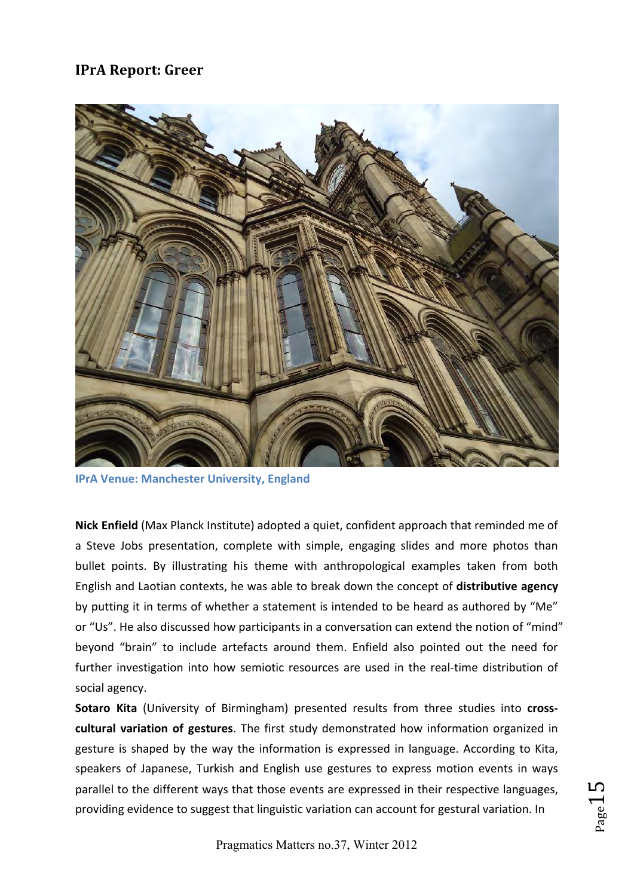## IPrA Report: Greer

IPrA Venue: Manchester University, England

**Nick Enfield** (Max Planck Institute) adopted a quiet, confident approach that reminded me of a Steve Jobs presentation, complete with simple, engaging slides and more photos than bullet points. By illustrating his theme with anthropological examples taken from both English and Laotian contexts, he was able to break down the concept of **distributive agency** by putting it in terms of whether a statement is intended to be heard as authored by "Me" or "Us". He also discussed how participants in a conversation can extend the notion of "mind" beyond "brain" to include artefacts around them. Enfield also pointed out the need for further investigation into how semiotic resources are used in the real-time distribution of social agency.

**Sotaro Kita** (University of Birmingham) presented results from three studies into **cross-cultural variation of gestures**. The first study demonstrated how information organized in gesture is shaped by the way the information is expressed in language. According to Kita, speakers of Japanese, Turkish and English use gestures to express motion events in ways parallel to the different ways that those events are expressed in their respective languages, providing evidence to suggest that linguistic variation can account for gestural variation. In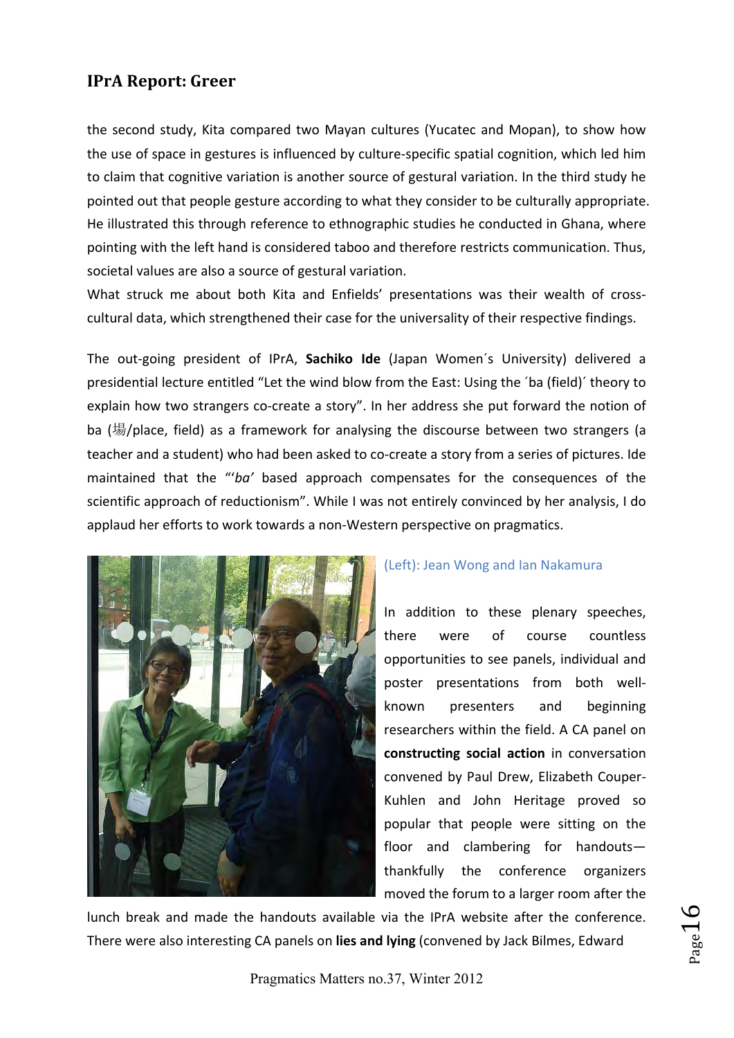the second study, Kita compared two Mayan cultures (Yucatec and Mopan), to show how the use of space in gestures is influenced by culture-specific spatial cognition, which led him to claim that cognitive variation is another source of gestural variation. In the third study he pointed out that people gesture according to what they consider to be culturally appropriate. He illustrated this through reference to ethnographic studies he conducted in Ghana, where pointing with the left hand is considered taboo and therefore restricts communication. Thus, societal values are also a source of gestural variation.
What struck me about both Kita and Enfields' presentations was their wealth of cross-cultural data, which strengthened their case for the universality of their respective findings.

The out-going president of IPrA, **Sachiko Ide** (Japan Women´s University) delivered a presidential lecture entitled "Let the wind blow from the East: Using the ´ba (field)´ theory to explain how two strangers co-create a story". In her address she put forward the notion of ba (場/place, field) as a framework for analysing the discourse between two strangers (a teacher and a student) who had been asked to co-create a story from a series of pictures. Ide maintained that the "'*ba'* based approach compensates for the consequences of the scientific approach of reductionism". While I was not entirely convinced by her analysis, I do applaud her efforts to work towards a non-Western perspective on pragmatics.

(Left): Jean Wong and Ian Nakamura

In addition to these plenary speeches, there were of course countless opportunities to see panels, individual and poster presentations from both well-known presenters and beginning researchers within the field. A CA panel on **constructing social action** in conversation convened by Paul Drew, Elizabeth Couper-Kuhlen and John Heritage proved so popular that people were sitting on the floor and clambering for handouts—thankfully the conference organizers moved the forum to a larger room after the lunch break and made the handouts available via the IPrA website after the conference. There were also interesting CA panels on **lies and lying** (convened by Jack Bilmes, Edward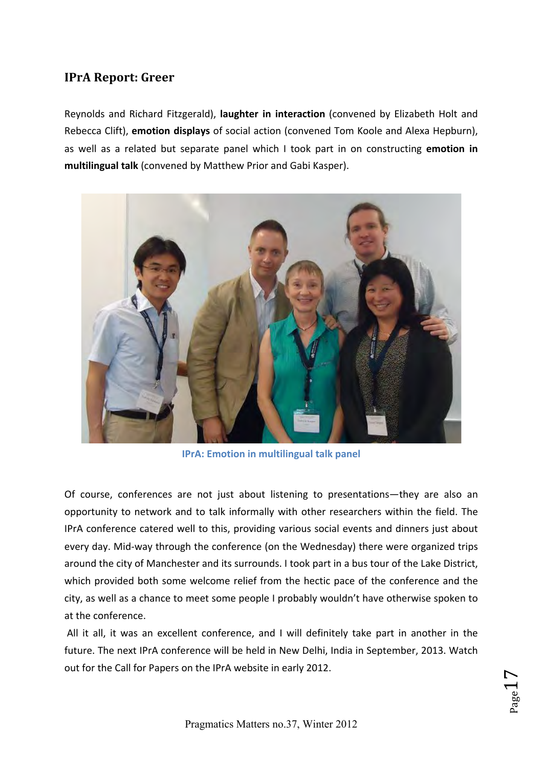## IPrA Report: Greer

Reynolds and Richard Fitzgerald), **laughter in interaction** (convened by Elizabeth Holt and Rebecca Clift), **emotion displays** of social action (convened Tom Koole and Alexa Hepburn), as well as a related but separate panel which I took part in on constructing **emotion in multilingual talk** (convened by Matthew Prior and Gabi Kasper).

IPrA: Emotion in multilingual talk panel

Of course, conferences are not just about listening to presentations—they are also an opportunity to network and to talk informally with other researchers within the field. The IPrA conference catered well to this, providing various social events and dinners just about every day. Mid-way through the conference (on the Wednesday) there were organized trips around the city of Manchester and its surrounds. I took part in a bus tour of the Lake District, which provided both some welcome relief from the hectic pace of the conference and the city, as well as a chance to meet some people I probably wouldn't have otherwise spoken to at the conference.

All it all, it was an excellent conference, and I will definitely take part in another in the future. The next IPrA conference will be held in New Delhi, India in September, 2013. Watch out for the Call for Papers on the IPrA website in early 2012.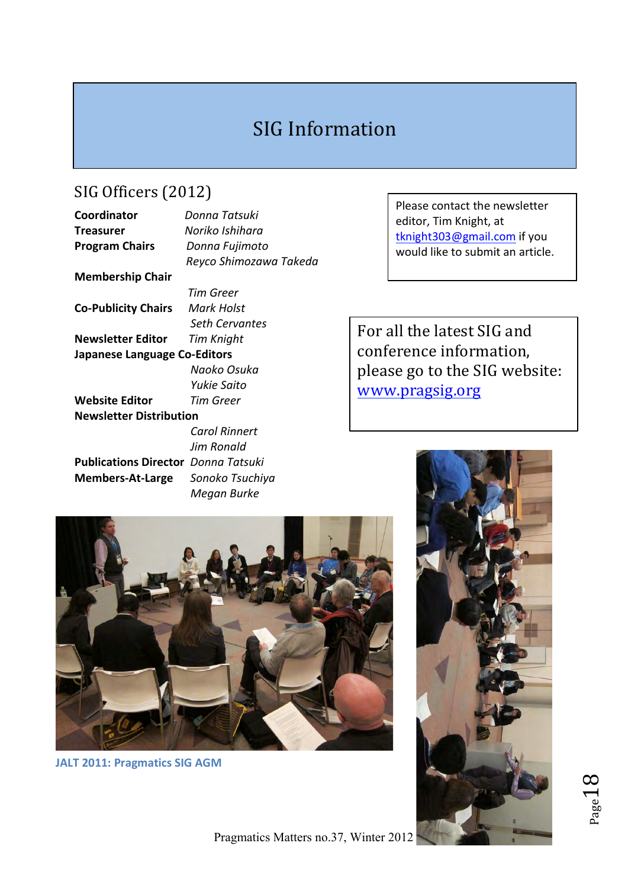# SIG Information

## SIG Officers (2012)

**Coordinator** *Donna Tatsuki*
**Treasurer** *Noriko Ishihara*
**Program Chairs** *Donna Fujimoto*
*Reyco Shimozawa Takeda*
**Membership Chair**
*Tim Greer*
**Co-Publicity Chairs** *Mark Holst*
*Seth Cervantes*
**Newsletter Editor** *Tim Knight*
**Japanese Language Co-Editors**
*Naoko Osuka*
*Yukie Saito*
**Website Editor** *Tim Greer*
**Newsletter Distribution**
*Carol Rinnert*
*Jim Ronald*
**Publications Director** *Donna Tatsuki*
**Members-At-Large** *Sonoko Tsuchiya*
*Megan Burke*

Please contact the newsletter editor, Tim Knight, at tknight303@gmail.com if you would like to submit an article.

For all the latest SIG and conference information, please go to the SIG website: www.pragsig.org

**JALT 2011: Pragmatics SIG AGM**

Pragmatics Matters no.37, Winter 2012